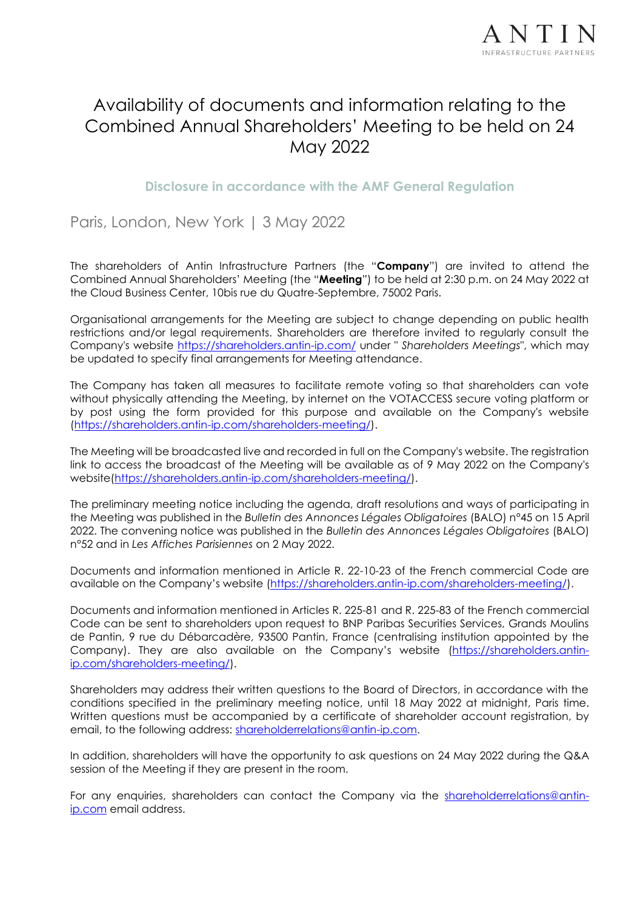# Availability of documents and information relating to the Combined Annual Shareholders' Meeting to be held on 24 May 2022

## Disclosure in accordance with the AMF General Regulation

Paris, London, New York | 3 May 2022

The shareholders of Antin Infrastructure Partners (the "**Company**") are invited to attend the Combined Annual Shareholders' Meeting (the "**Meeting**") to be held at 2:30 p.m. on 24 May 2022 at the Cloud Business Center, 10bis rue du Quatre-Septembre, 75002 Paris.

Organisational arrangements for the Meeting are subject to change depending on public health restrictions and/or legal requirements. Shareholders are therefore invited to regularly consult the Company's website https://shareholders.antin-ip.com/ under " *Shareholders Meetings*", which may be updated to specify final arrangements for Meeting attendance.

The Company has taken all measures to facilitate remote voting so that shareholders can vote without physically attending the Meeting, by internet on the VOTACCESS secure voting platform or by post using the form provided for this purpose and available on the Company's website (https://shareholders.antin-ip.com/shareholders-meeting/).

The Meeting will be broadcasted live and recorded in full on the Company's website. The registration link to access the broadcast of the Meeting will be available as of 9 May 2022 on the Company's website(https://shareholders.antin-ip.com/shareholders-meeting/).

The preliminary meeting notice including the agenda, draft resolutions and ways of participating in the Meeting was published in the *Bulletin des Annonces Légales Obligatoires* (BALO) n°45 on 15 April 2022. The convening notice was published in the *Bulletin des Annonces Légales Obligatoires* (BALO) n°52 and in *Les Affiches Parisiennes* on 2 May 2022.

Documents and information mentioned in Article R. 22-10-23 of the French commercial Code are available on the Company's website (https://shareholders.antin-ip.com/shareholders-meeting/).

Documents and information mentioned in Articles R. 225-81 and R. 225-83 of the French commercial Code can be sent to shareholders upon request to BNP Paribas Securities Services, Grands Moulins de Pantin, 9 rue du Débarcadère, 93500 Pantin, France (centralising institution appointed by the Company). They are also available on the Company's website (https://shareholders.antin-ip.com/shareholders-meeting/).

Shareholders may address their written questions to the Board of Directors, in accordance with the conditions specified in the preliminary meeting notice, until 18 May 2022 at midnight, Paris time. Written questions must be accompanied by a certificate of shareholder account registration, by email, to the following address: shareholderrelations@antin-ip.com.

In addition, shareholders will have the opportunity to ask questions on 24 May 2022 during the Q&A session of the Meeting if they are present in the room.

For any enquiries, shareholders can contact the Company via the shareholderrelations@antin-ip.com email address.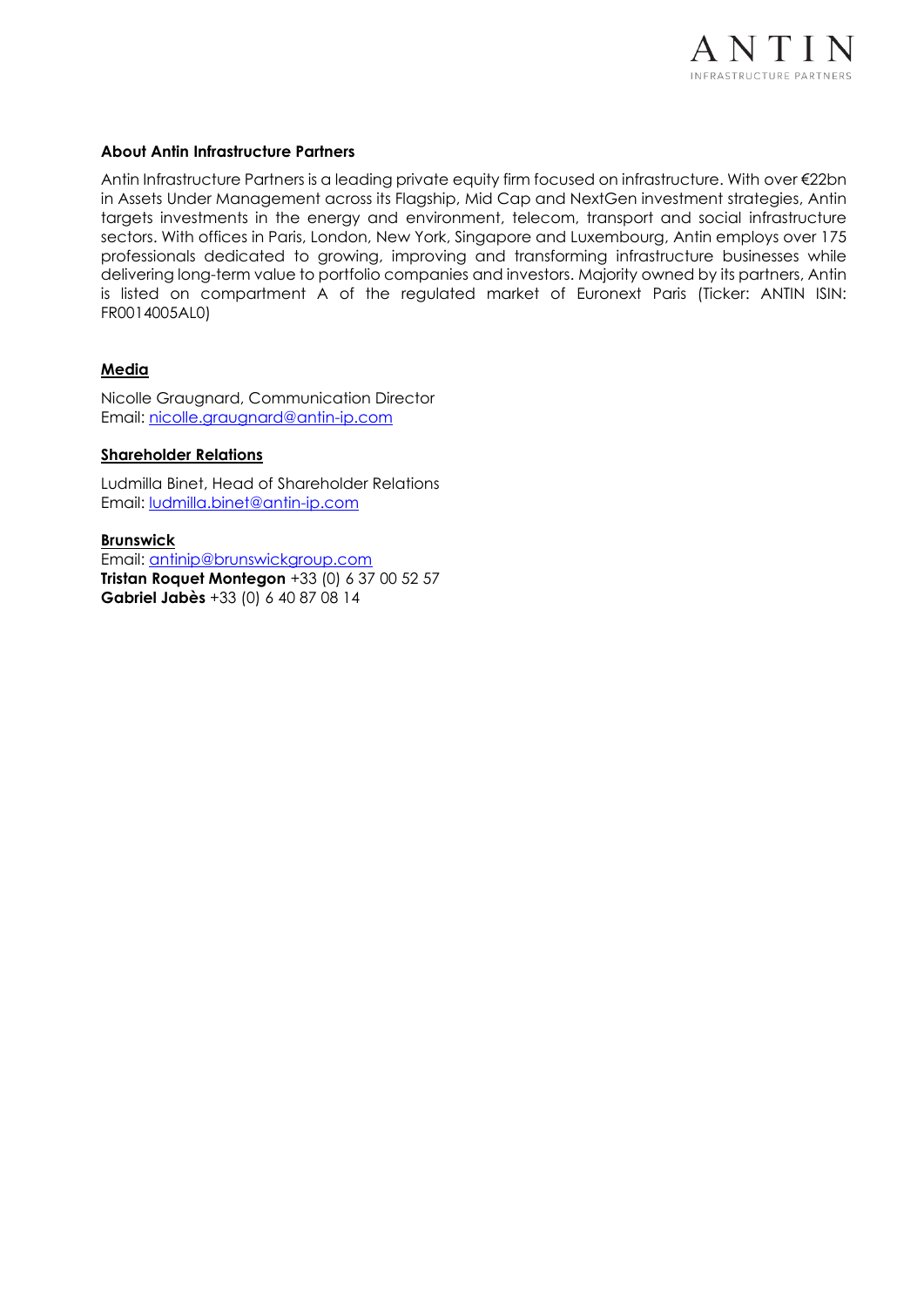**About Antin Infrastructure Partners**

Antin Infrastructure Partners is a leading private equity firm focused on infrastructure. With over €22bn in Assets Under Management across its Flagship, Mid Cap and NextGen investment strategies, Antin targets investments in the energy and environment, telecom, transport and social infrastructure sectors. With offices in Paris, London, New York, Singapore and Luxembourg, Antin employs over 175 professionals dedicated to growing, improving and transforming infrastructure businesses while delivering long-term value to portfolio companies and investors. Majority owned by its partners, Antin is listed on compartment A of the regulated market of Euronext Paris (Ticker: ANTIN ISIN: FR0014005AL0)

**Media**

Nicolle Graugnard, Communication Director
Email: nicolle.graugnard@antin-ip.com

**Shareholder Relations**

Ludmilla Binet, Head of Shareholder Relations
Email: ludmilla.binet@antin-ip.com

**Brunswick**
Email: antinip@brunswickgroup.com
**Tristan Roquet Montegon** +33 (0) 6 37 00 52 57
**Gabriel Jabès** +33 (0) 6 40 87 08 14